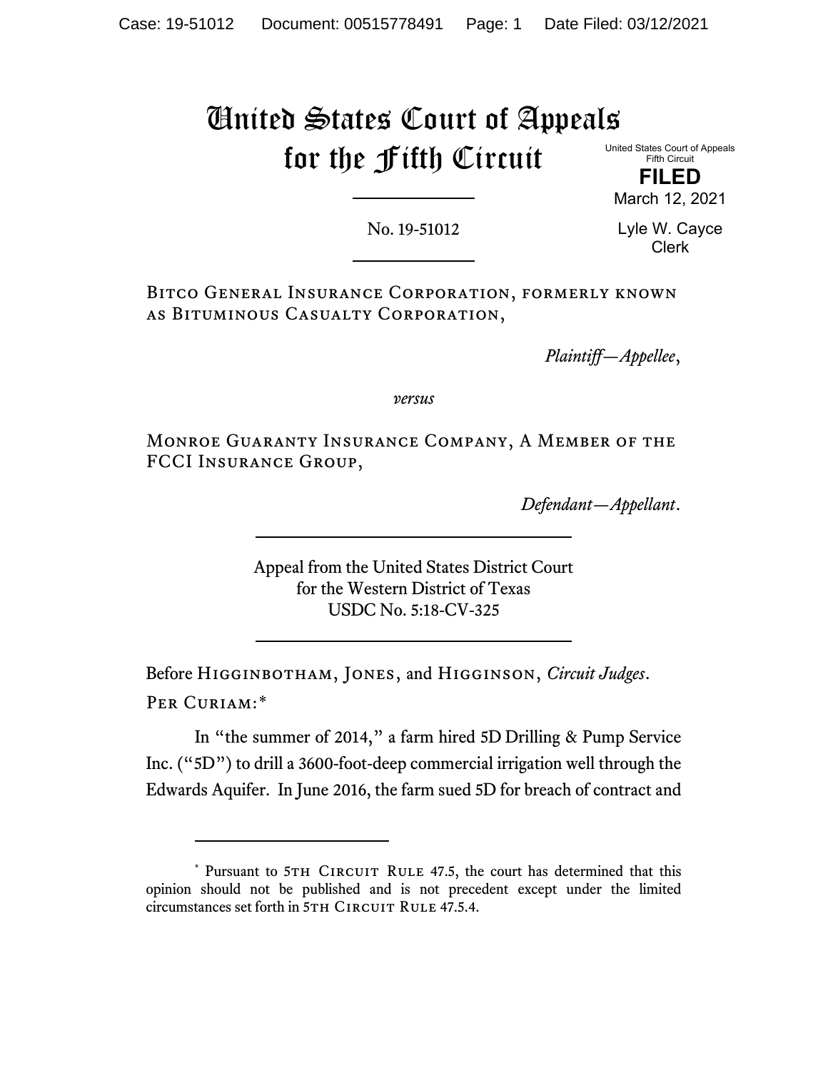Case: 19-51012 Document: 00515778491 Page: 1 Date Filed: 03/12/2021

# United States Court of Appeals for the Fifth Circuit

United States Court of Appeals
Fifth Circuit

**FILED**

March 12, 2021

Lyle W. Cayce
Clerk

No. 19-51012

---

Bitco General Insurance Corporation, formerly known as Bituminous Casualty Corporation,

*Plaintiff—Appellee*,

*versus*

Monroe Guaranty Insurance Company, A Member of the FCCI Insurance Group,

*Defendant—Appellant*.

---

Appeal from the United States District Court
for the Western District of Texas
USDC No. 5:18-CV-325

---

Before Higginbotham, Jones, and Higginson, *Circuit Judges*.

Per Curiam:*

In "the summer of 2014," a farm hired 5D Drilling & Pump Service Inc. ("5D") to drill a 3600-foot-deep commercial irrigation well through the Edwards Aquifer. In June 2016, the farm sued 5D for breach of contract and

---

\* Pursuant to 5th Circuit Rule 47.5, the court has determined that this opinion should not be published and is not precedent except under the limited circumstances set forth in 5th Circuit Rule 47.5.4.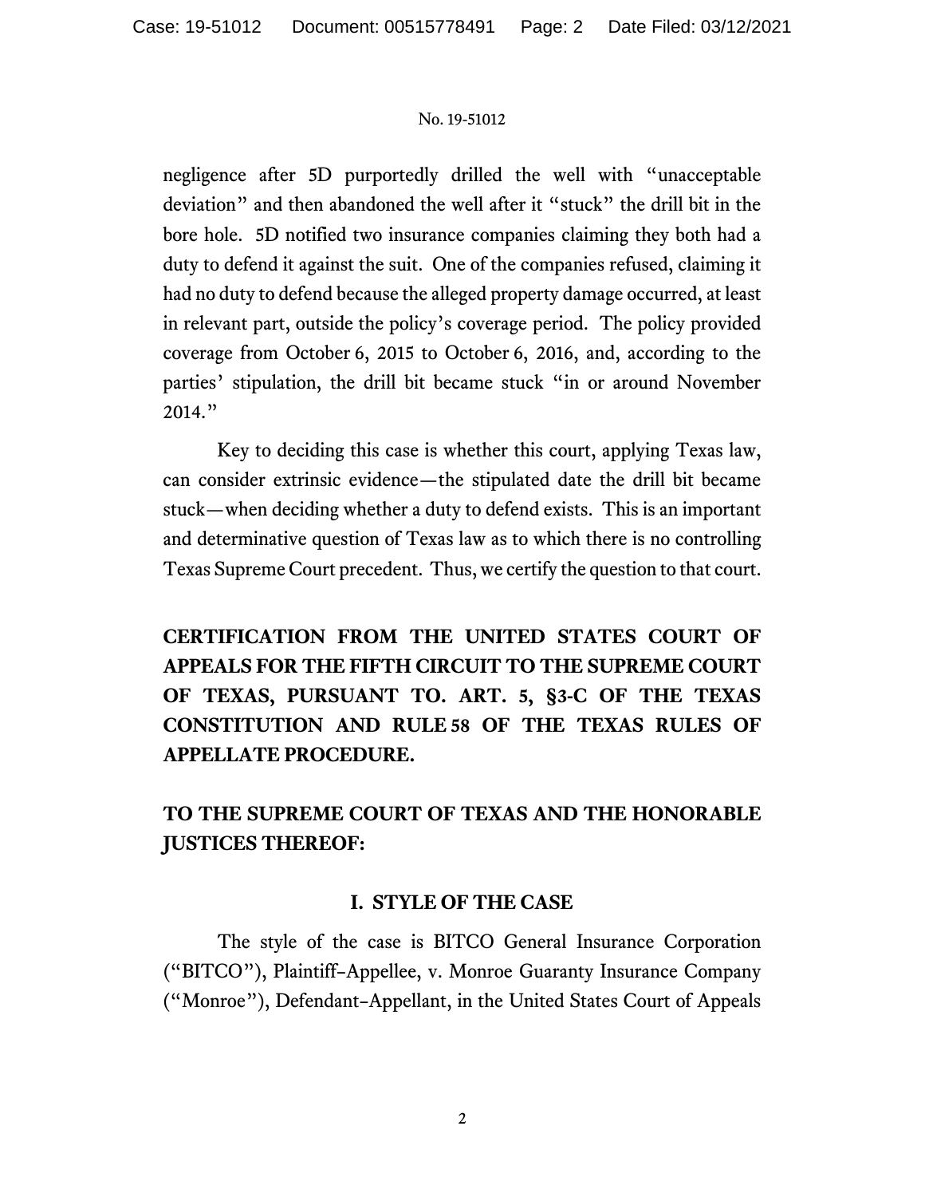negligence after 5D purportedly drilled the well with "unacceptable deviation" and then abandoned the well after it "stuck" the drill bit in the bore hole. 5D notified two insurance companies claiming they both had a duty to defend it against the suit. One of the companies refused, claiming it had no duty to defend because the alleged property damage occurred, at least in relevant part, outside the policy's coverage period. The policy provided coverage from October 6, 2015 to October 6, 2016, and, according to the parties' stipulation, the drill bit became stuck "in or around November 2014."

Key to deciding this case is whether this court, applying Texas law, can consider extrinsic evidence—the stipulated date the drill bit became stuck—when deciding whether a duty to defend exists. This is an important and determinative question of Texas law as to which there is no controlling Texas Supreme Court precedent. Thus, we certify the question to that court.

**CERTIFICATION FROM THE UNITED STATES COURT OF APPEALS FOR THE FIFTH CIRCUIT TO THE SUPREME COURT OF TEXAS, PURSUANT TO. ART. 5, §3-C OF THE TEXAS CONSTITUTION AND RULE 58 OF THE TEXAS RULES OF APPELLATE PROCEDURE.**

**TO THE SUPREME COURT OF TEXAS AND THE HONORABLE JUSTICES THEREOF:**

## I. STYLE OF THE CASE

The style of the case is BITCO General Insurance Corporation ("BITCO"), Plaintiff–Appellee, v. Monroe Guaranty Insurance Company ("Monroe"), Defendant–Appellant, in the United States Court of Appeals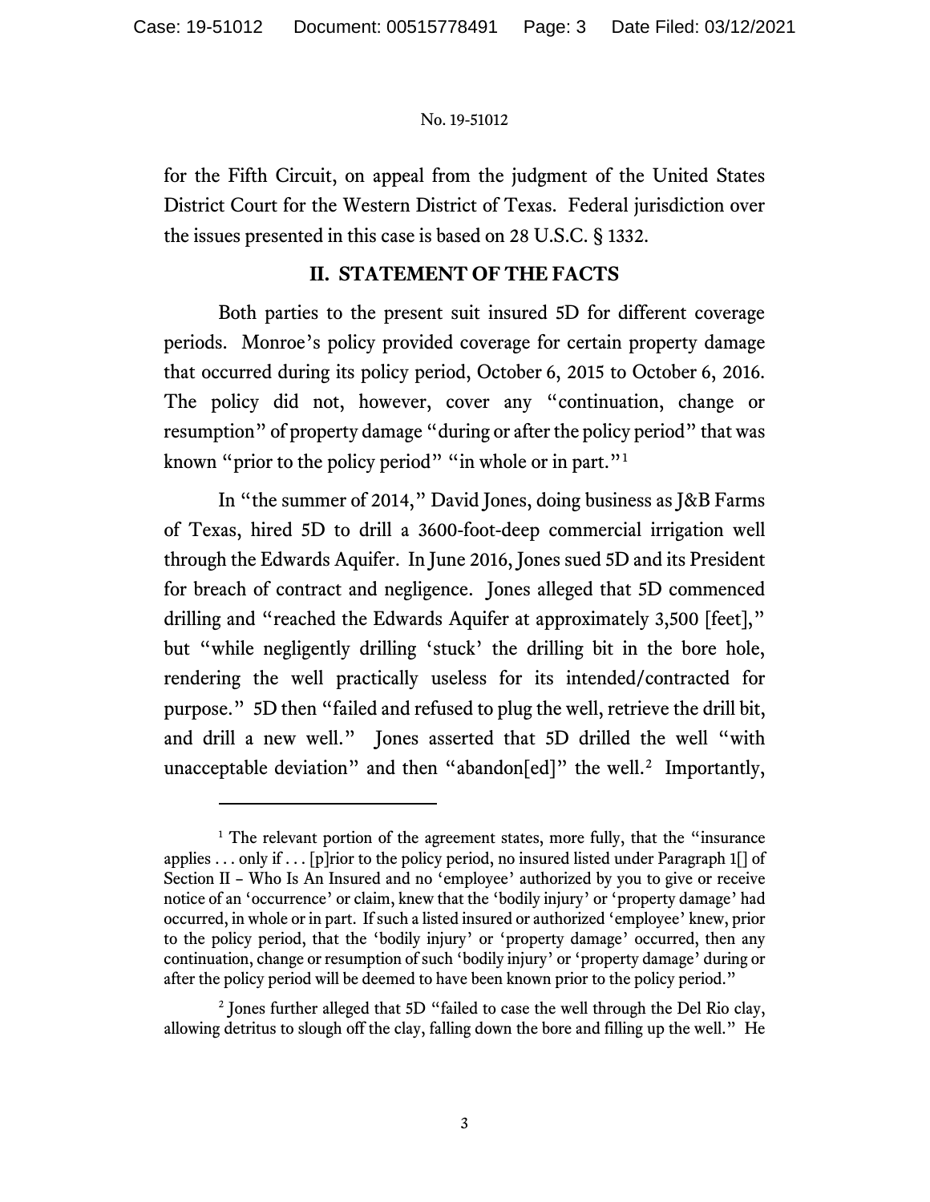for the Fifth Circuit, on appeal from the judgment of the United States District Court for the Western District of Texas. Federal jurisdiction over the issues presented in this case is based on 28 U.S.C. § 1332.

## II. STATEMENT OF THE FACTS

Both parties to the present suit insured 5D for different coverage periods. Monroe's policy provided coverage for certain property damage that occurred during its policy period, October 6, 2015 to October 6, 2016. The policy did not, however, cover any "continuation, change or resumption" of property damage "during or after the policy period" that was known "prior to the policy period" "in whole or in part."[1]

In "the summer of 2014," David Jones, doing business as J&B Farms of Texas, hired 5D to drill a 3600-foot-deep commercial irrigation well through the Edwards Aquifer. In June 2016, Jones sued 5D and its President for breach of contract and negligence. Jones alleged that 5D commenced drilling and "reached the Edwards Aquifer at approximately 3,500 [feet]," but "while negligently drilling 'stuck' the drilling bit in the bore hole, rendering the well practically useless for its intended/contracted for purpose." 5D then "failed and refused to plug the well, retrieve the drill bit, and drill a new well." Jones asserted that 5D drilled the well "with unacceptable deviation" and then "abandon[ed]" the well.[2] Importantly,

---

[1] The relevant portion of the agreement states, more fully, that the "insurance applies . . . only if . . . [p]rior to the policy period, no insured listed under Paragraph 1[] of Section II – Who Is An Insured and no 'employee' authorized by you to give or receive notice of an 'occurrence' or claim, knew that the 'bodily injury' or 'property damage' had occurred, in whole or in part. If such a listed insured or authorized 'employee' knew, prior to the policy period, that the 'bodily injury' or 'property damage' occurred, then any continuation, change or resumption of such 'bodily injury' or 'property damage' during or after the policy period will be deemed to have been known prior to the policy period."

[2] Jones further alleged that 5D "failed to case the well through the Del Rio clay, allowing detritus to slough off the clay, falling down the bore and filling up the well." He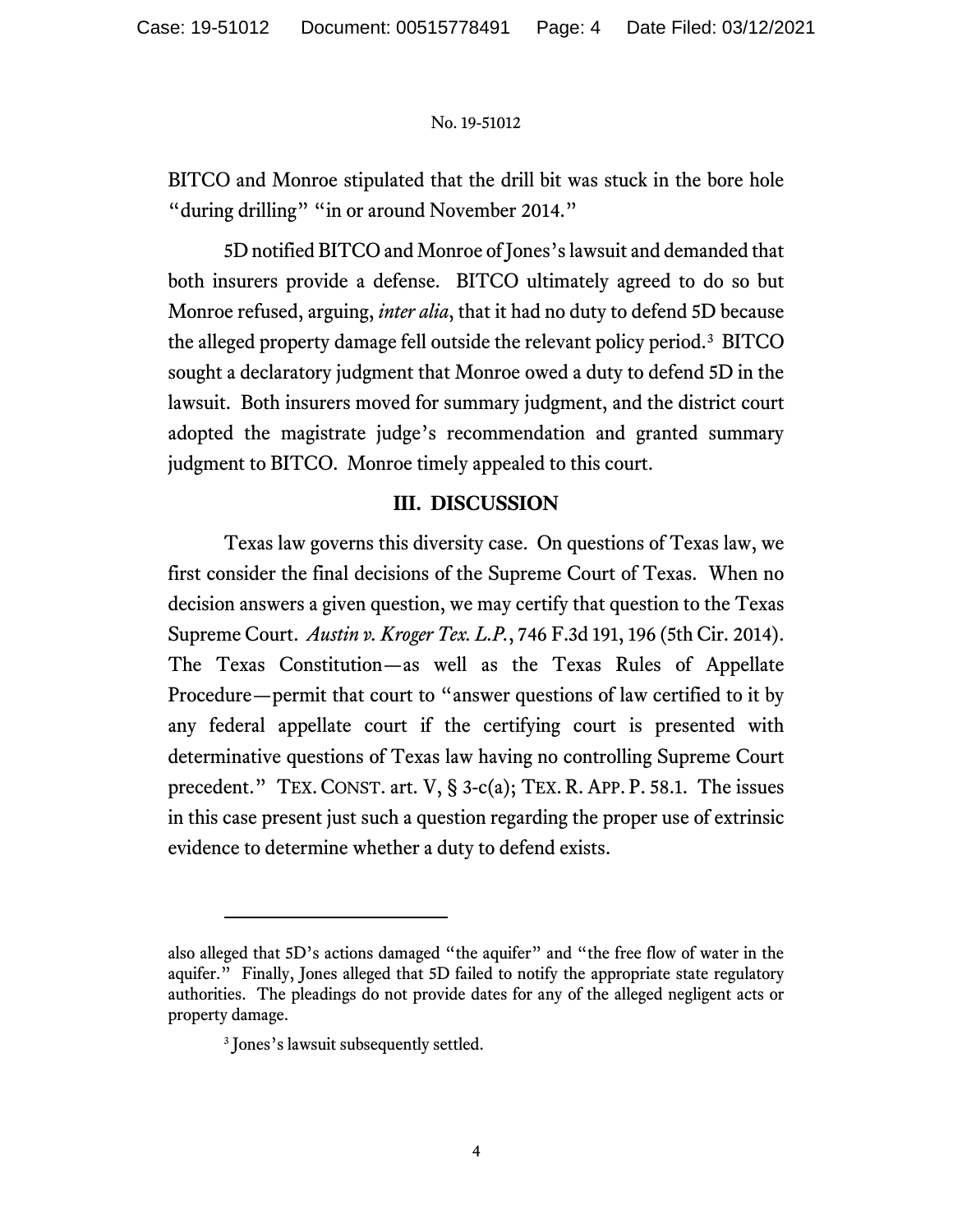BITCO and Monroe stipulated that the drill bit was stuck in the bore hole "during drilling" "in or around November 2014."

5D notified BITCO and Monroe of Jones's lawsuit and demanded that both insurers provide a defense. BITCO ultimately agreed to do so but Monroe refused, arguing, *inter alia*, that it had no duty to defend 5D because the alleged property damage fell outside the relevant policy period.[3] BITCO sought a declaratory judgment that Monroe owed a duty to defend 5D in the lawsuit. Both insurers moved for summary judgment, and the district court adopted the magistrate judge's recommendation and granted summary judgment to BITCO. Monroe timely appealed to this court.

## III. DISCUSSION

Texas law governs this diversity case. On questions of Texas law, we first consider the final decisions of the Supreme Court of Texas. When no decision answers a given question, we may certify that question to the Texas Supreme Court. *Austin v. Kroger Tex. L.P.*, 746 F.3d 191, 196 (5th Cir. 2014). The Texas Constitution—as well as the Texas Rules of Appellate Procedure—permit that court to "answer questions of law certified to it by any federal appellate court if the certifying court is presented with determinative questions of Texas law having no controlling Supreme Court precedent." TEX. CONST. art. V, § 3-c(a); TEX. R. APP. P. 58.1. The issues in this case present just such a question regarding the proper use of extrinsic evidence to determine whether a duty to defend exists.

---

also alleged that 5D's actions damaged "the aquifer" and "the free flow of water in the aquifer." Finally, Jones alleged that 5D failed to notify the appropriate state regulatory authorities. The pleadings do not provide dates for any of the alleged negligent acts or property damage.

[3] Jones's lawsuit subsequently settled.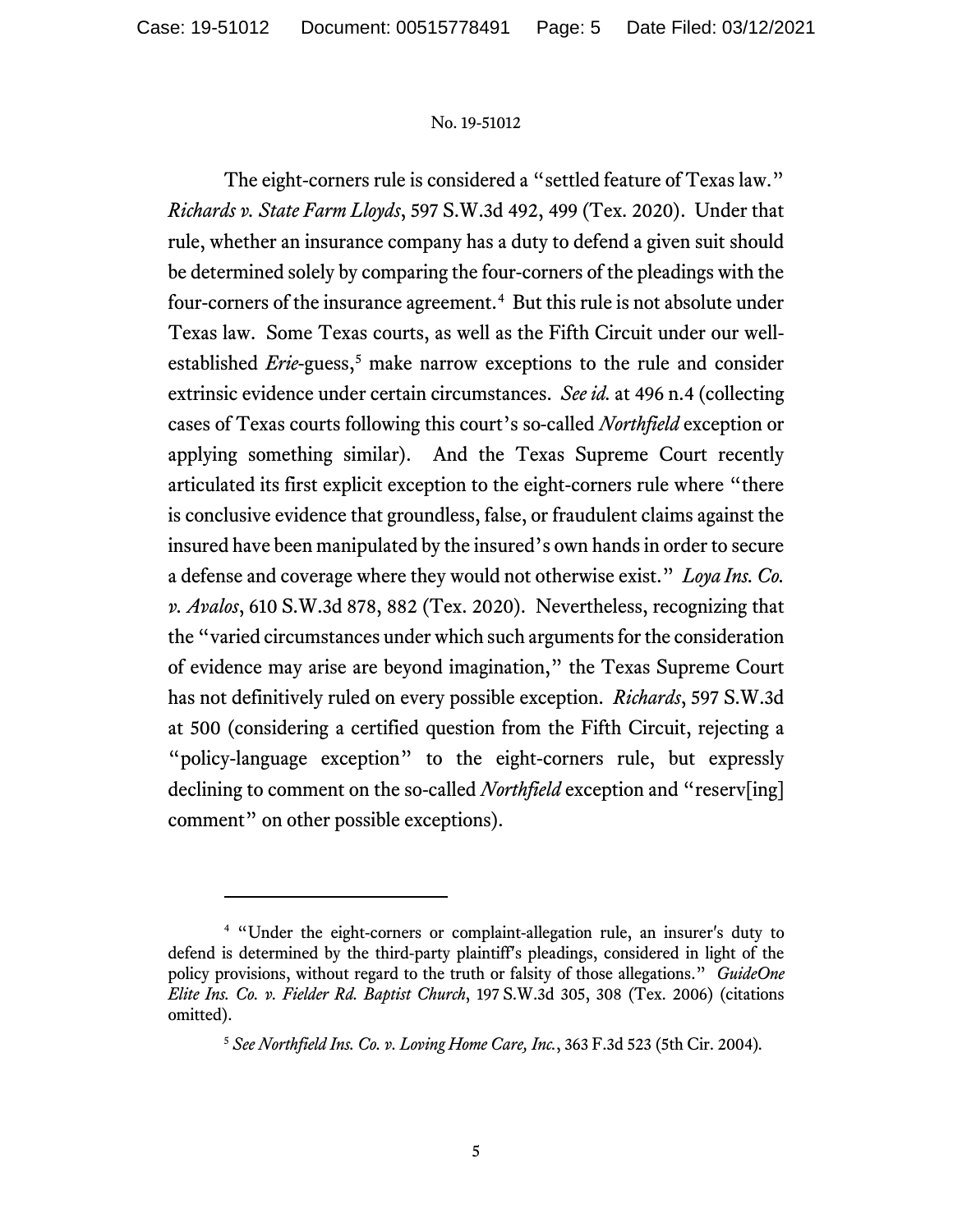The eight-corners rule is considered a "settled feature of Texas law." *Richards v. State Farm Lloyds*, 597 S.W.3d 492, 499 (Tex. 2020). Under that rule, whether an insurance company has a duty to defend a given suit should be determined solely by comparing the four-corners of the pleadings with the four-corners of the insurance agreement.[4] But this rule is not absolute under Texas law. Some Texas courts, as well as the Fifth Circuit under our well-established *Erie*-guess,[5] make narrow exceptions to the rule and consider extrinsic evidence under certain circumstances. *See id.* at 496 n.4 (collecting cases of Texas courts following this court's so-called *Northfield* exception or applying something similar). And the Texas Supreme Court recently articulated its first explicit exception to the eight-corners rule where "there is conclusive evidence that groundless, false, or fraudulent claims against the insured have been manipulated by the insured's own hands in order to secure a defense and coverage where they would not otherwise exist." *Loya Ins. Co. v. Avalos*, 610 S.W.3d 878, 882 (Tex. 2020). Nevertheless, recognizing that the "varied circumstances under which such arguments for the consideration of evidence may arise are beyond imagination," the Texas Supreme Court has not definitively ruled on every possible exception. *Richards*, 597 S.W.3d at 500 (considering a certified question from the Fifth Circuit, rejecting a "policy-language exception" to the eight-corners rule, but expressly declining to comment on the so-called *Northfield* exception and "reserv[ing] comment" on other possible exceptions).

---

[4] "Under the eight-corners or complaint-allegation rule, an insurer's duty to defend is determined by the third-party plaintiff's pleadings, considered in light of the policy provisions, without regard to the truth or falsity of those allegations." *GuideOne Elite Ins. Co. v. Fielder Rd. Baptist Church*, 197 S.W.3d 305, 308 (Tex. 2006) (citations omitted).

[5] *See Northfield Ins. Co. v. Loving Home Care, Inc.*, 363 F.3d 523 (5th Cir. 2004).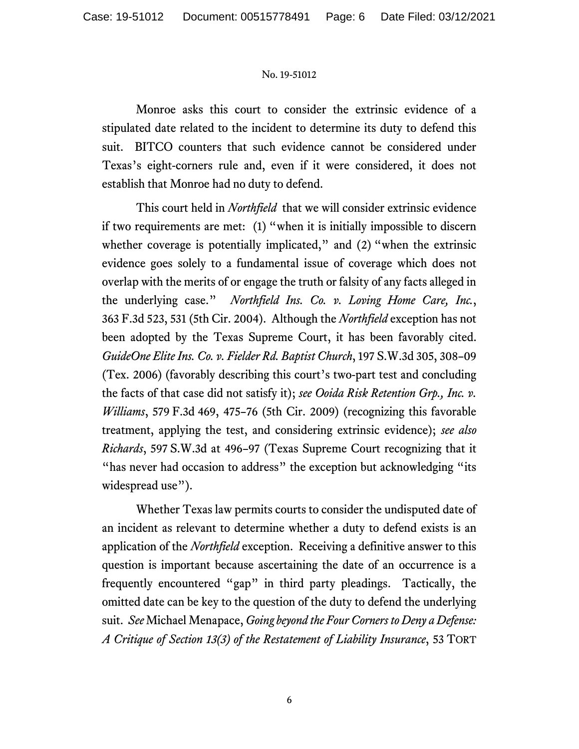Monroe asks this court to consider the extrinsic evidence of a stipulated date related to the incident to determine its duty to defend this suit. BITCO counters that such evidence cannot be considered under Texas's eight-corners rule and, even if it were considered, it does not establish that Monroe had no duty to defend.

This court held in *Northfield* that we will consider extrinsic evidence if two requirements are met: (1) "when it is initially impossible to discern whether coverage is potentially implicated," and (2) "when the extrinsic evidence goes solely to a fundamental issue of coverage which does not overlap with the merits of or engage the truth or falsity of any facts alleged in the underlying case." *Northfield Ins. Co. v. Loving Home Care, Inc.*, 363 F.3d 523, 531 (5th Cir. 2004). Although the *Northfield* exception has not been adopted by the Texas Supreme Court, it has been favorably cited. *GuideOne Elite Ins. Co. v. Fielder Rd. Baptist Church*, 197 S.W.3d 305, 308–09 (Tex. 2006) (favorably describing this court's two-part test and concluding the facts of that case did not satisfy it); *see Ooida Risk Retention Grp., Inc. v. Williams*, 579 F.3d 469, 475–76 (5th Cir. 2009) (recognizing this favorable treatment, applying the test, and considering extrinsic evidence); *see also Richards*, 597 S.W.3d at 496–97 (Texas Supreme Court recognizing that it "has never had occasion to address" the exception but acknowledging "its widespread use").

Whether Texas law permits courts to consider the undisputed date of an incident as relevant to determine whether a duty to defend exists is an application of the *Northfield* exception. Receiving a definitive answer to this question is important because ascertaining the date of an occurrence is a frequently encountered "gap" in third party pleadings. Tactically, the omitted date can be key to the question of the duty to defend the underlying suit. *See* Michael Menapace, *Going beyond the Four Corners to Deny a Defense: A Critique of Section 13(3) of the Restatement of Liability Insurance*, 53 TORT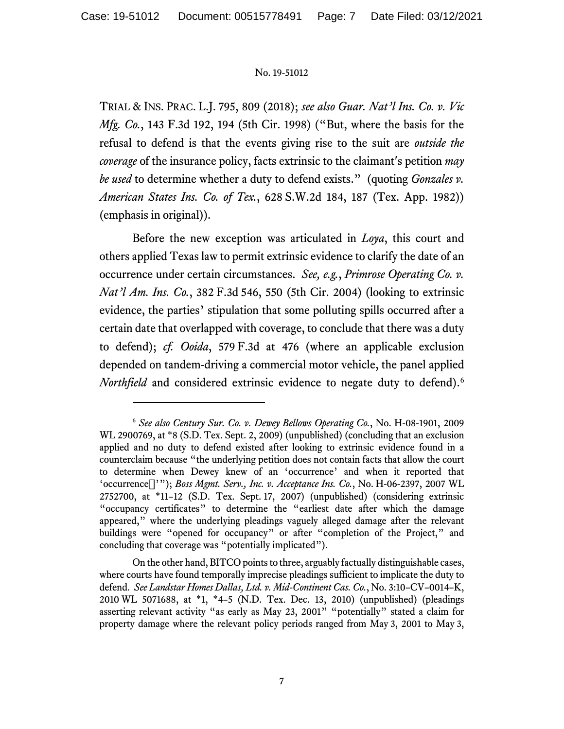TRIAL & INS. PRAC. L.J. 795, 809 (2018); *see also Guar. Nat'l Ins. Co. v. Vic Mfg. Co.*, 143 F.3d 192, 194 (5th Cir. 1998) ("But, where the basis for the refusal to defend is that the events giving rise to the suit are *outside the coverage* of the insurance policy, facts extrinsic to the claimant's petition *may be used* to determine whether a duty to defend exists." (quoting *Gonzales v. American States Ins. Co. of Tex.*, 628 S.W.2d 184, 187 (Tex. App. 1982)) (emphasis in original)).

Before the new exception was articulated in *Loya*, this court and others applied Texas law to permit extrinsic evidence to clarify the date of an occurrence under certain circumstances. *See, e.g.*, *Primrose Operating Co. v. Nat'l Am. Ins. Co.*, 382 F.3d 546, 550 (5th Cir. 2004) (looking to extrinsic evidence, the parties' stipulation that some polluting spills occurred after a certain date that overlapped with coverage, to conclude that there was a duty to defend); *cf. Ooida*, 579 F.3d at 476 (where an applicable exclusion depended on tandem-driving a commercial motor vehicle, the panel applied *Northfield* and considered extrinsic evidence to negate duty to defend).[6]

---

[6] *See also Century Sur. Co. v. Dewey Bellows Operating Co.*, No. H-08-1901, 2009 WL 2900769, at *8 (S.D. Tex. Sept. 2, 2009) (unpublished) (concluding that an exclusion applied and no duty to defend existed after looking to extrinsic evidence found in a counterclaim because "the underlying petition does not contain facts that allow the court to determine when Dewey knew of an 'occurrence' and when it reported that 'occurrence[]'"); *Boss Mgmt. Serv., Inc. v. Acceptance Ins. Co.*, No. H-06-2397, 2007 WL 2752700, at *11–12 (S.D. Tex. Sept. 17, 2007) (unpublished) (considering extrinsic "occupancy certificates" to determine the "earliest date after which the damage appeared," where the underlying pleadings vaguely alleged damage after the relevant buildings were "opened for occupancy" or after "completion of the Project," and concluding that coverage was "potentially implicated").

On the other hand, BITCO points to three, arguably factually distinguishable cases, where courts have found temporally imprecise pleadings sufficient to implicate the duty to defend. *See Landstar Homes Dallas, Ltd. v. Mid-Continent Cas. Co.*, No. 3:10–CV–0014–K, 2010 WL 5071688, at *1, *4–5 (N.D. Tex. Dec. 13, 2010) (unpublished) (pleadings asserting relevant activity "as early as May 23, 2001" "potentially" stated a claim for property damage where the relevant policy periods ranged from May 3, 2001 to May 3,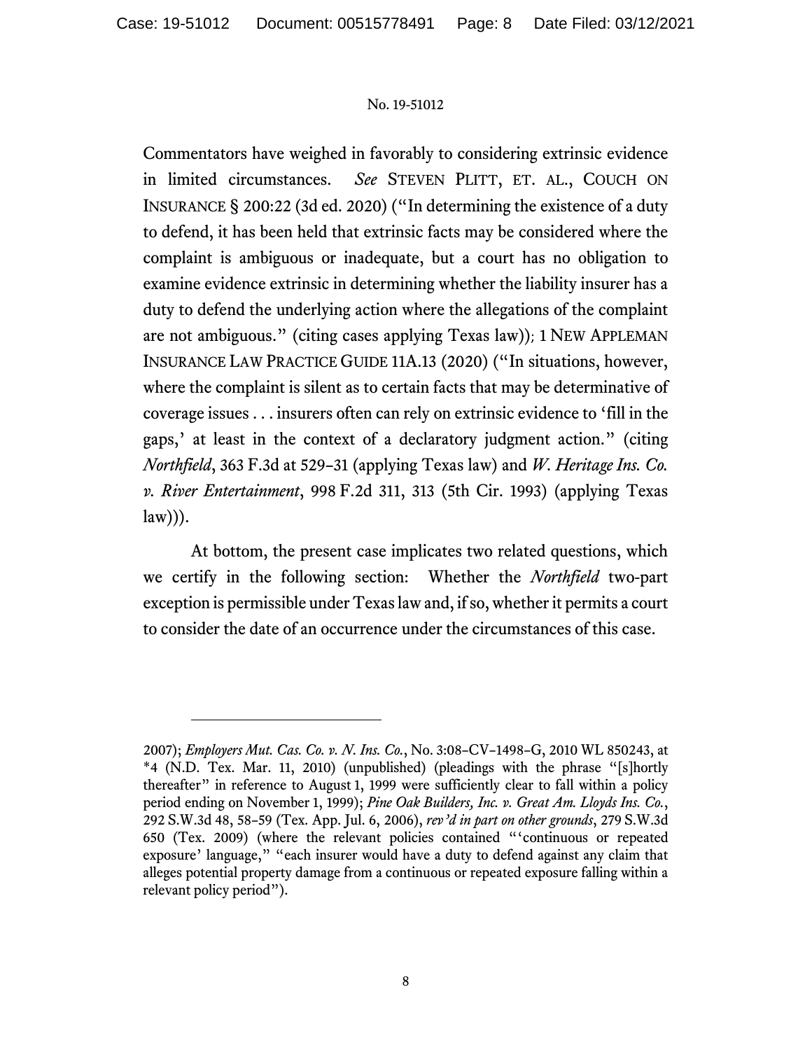Commentators have weighed in favorably to considering extrinsic evidence in limited circumstances. *See* STEVEN PLITT, ET. AL., COUCH ON INSURANCE § 200:22 (3d ed. 2020) ("In determining the existence of a duty to defend, it has been held that extrinsic facts may be considered where the complaint is ambiguous or inadequate, but a court has no obligation to examine evidence extrinsic in determining whether the liability insurer has a duty to defend the underlying action where the allegations of the complaint are not ambiguous." (citing cases applying Texas law)); 1 NEW APPLEMAN INSURANCE LAW PRACTICE GUIDE 11A.13 (2020) ("In situations, however, where the complaint is silent as to certain facts that may be determinative of coverage issues . . . insurers often can rely on extrinsic evidence to 'fill in the gaps,' at least in the context of a declaratory judgment action." (citing *Northfield*, 363 F.3d at 529–31 (applying Texas law) and *W. Heritage Ins. Co. v. River Entertainment*, 998 F.2d 311, 313 (5th Cir. 1993) (applying Texas law))).

At bottom, the present case implicates two related questions, which we certify in the following section: Whether the *Northfield* two-part exception is permissible under Texas law and, if so, whether it permits a court to consider the date of an occurrence under the circumstances of this case.

---

2007); *Employers Mut. Cas. Co. v. N. Ins. Co.*, No. 3:08–CV–1498–G, 2010 WL 850243, at *4 (N.D. Tex. Mar. 11, 2010) (unpublished) (pleadings with the phrase "[s]hortly thereafter" in reference to August 1, 1999 were sufficiently clear to fall within a policy period ending on November 1, 1999); *Pine Oak Builders, Inc. v. Great Am. Lloyds Ins. Co.*, 292 S.W.3d 48, 58–59 (Tex. App. Jul. 6, 2006), *rev'd in part on other grounds*, 279 S.W.3d 650 (Tex. 2009) (where the relevant policies contained "'continuous or repeated exposure' language," "each insurer would have a duty to defend against any claim that alleges potential property damage from a continuous or repeated exposure falling within a relevant policy period").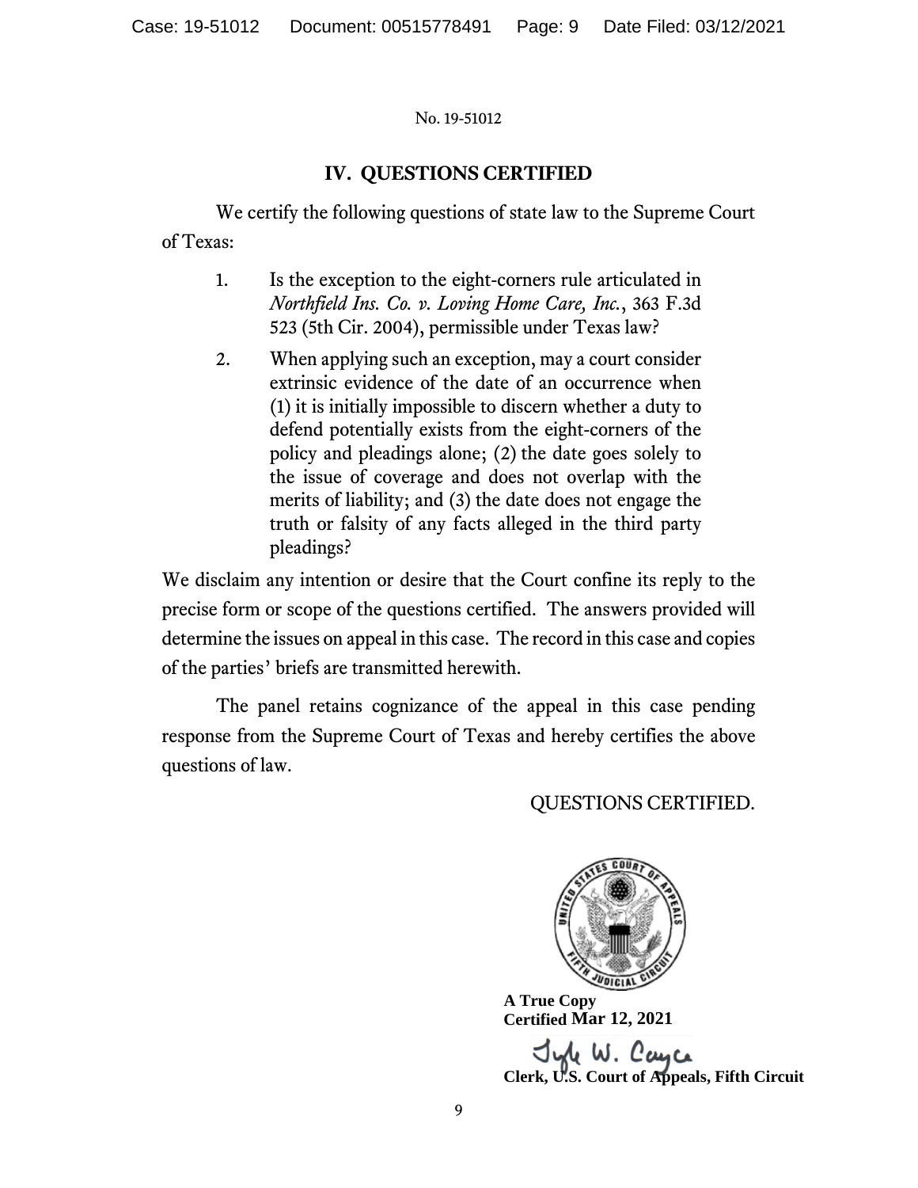No. 19-51012

## IV. QUESTIONS CERTIFIED

We certify the following questions of state law to the Supreme Court of Texas:

1. Is the exception to the eight-corners rule articulated in *Northfield Ins. Co. v. Loving Home Care, Inc.*, 363 F.3d 523 (5th Cir. 2004), permissible under Texas law?

2. When applying such an exception, may a court consider extrinsic evidence of the date of an occurrence when (1) it is initially impossible to discern whether a duty to defend potentially exists from the eight-corners of the policy and pleadings alone; (2) the date goes solely to the issue of coverage and does not overlap with the merits of liability; and (3) the date does not engage the truth or falsity of any facts alleged in the third party pleadings?

We disclaim any intention or desire that the Court confine its reply to the precise form or scope of the questions certified. The answers provided will determine the issues on appeal in this case. The record in this case and copies of the parties' briefs are transmitted herewith.

The panel retains cognizance of the appeal in this case pending response from the Supreme Court of Texas and hereby certifies the above questions of law.

QUESTIONS CERTIFIED.

**A True Copy**
**Certified Mar 12, 2021**

Lyle W. Cayce
**Clerk, U.S. Court of Appeals, Fifth Circuit**